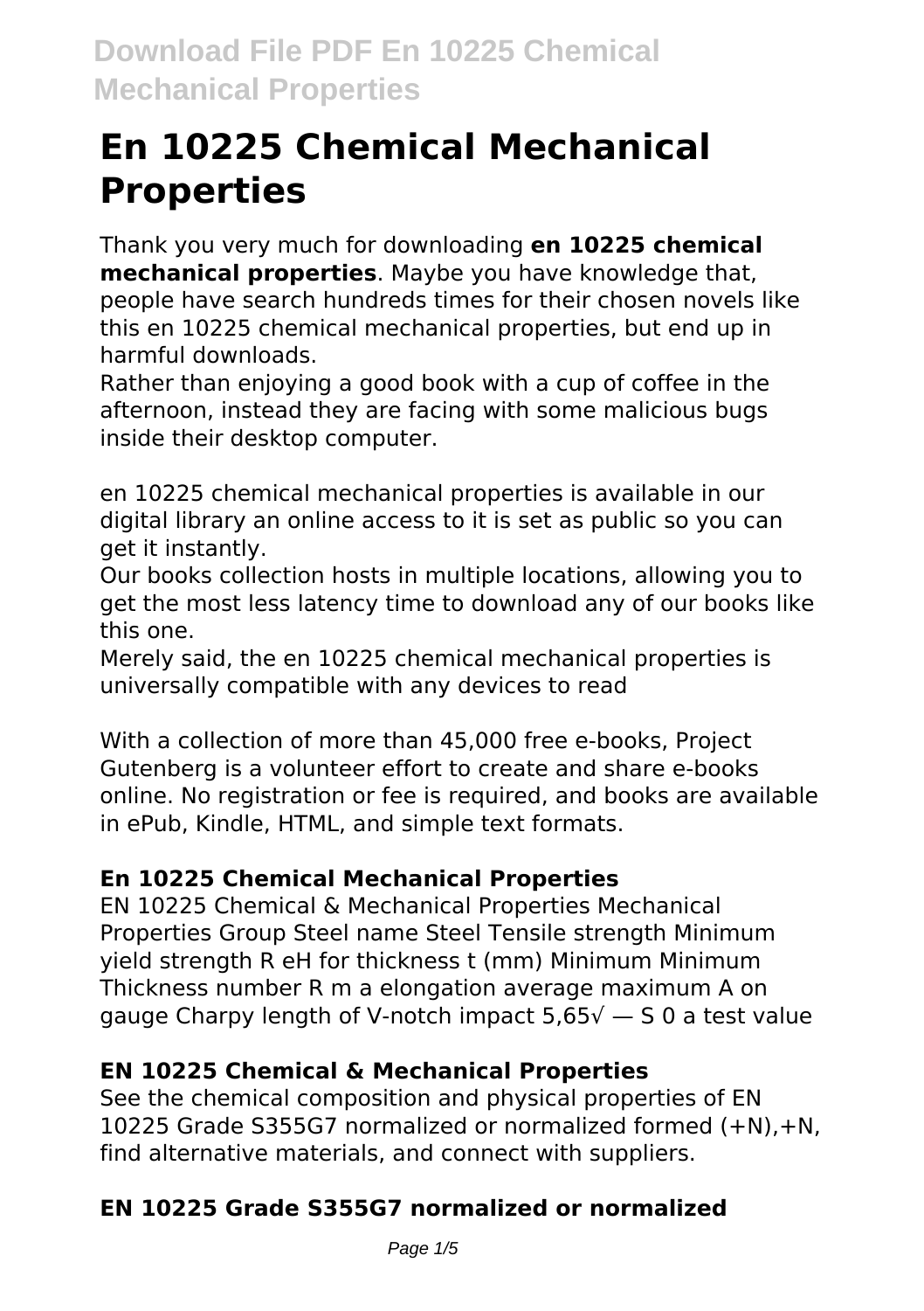# En 10225 Chemical Mechanical Properties

Thank you very much for downloading **en 10225 chemical mechanical properties**. Maybe you have knowledge that, people have search hundreds times for their chosen novels like this en 10225 chemical mechanical properties, but end up in harmful downloads.

Rather than enjoying a good book with a cup of coffee in the afternoon, instead they are facing with some malicious bugs inside their desktop computer.

en 10225 chemical mechanical properties is available in our digital library an online access to it is set as public so you can get it instantly.

Our books collection hosts in multiple locations, allowing you to get the most less latency time to download any of our books like this one.

Merely said, the en 10225 chemical mechanical properties is universally compatible with any devices to read

With a collection of more than 45,000 free e-books, Project Gutenberg is a volunteer effort to create and share e-books online. No registration or fee is required, and books are available in ePub, Kindle, HTML, and simple text formats.

### En 10225 Chemical Mechanical Properties

EN 10225 Chemical & Mechanical Properties Mechanical Properties Group Steel name Steel Tensile strength Minimum yield strength R eH for thickness t (mm) Minimum Minimum Thickness number R m a elongation average maximum A on gauge Charpy length of V-notch impact 5,65√ — S 0 a test value

### EN 10225 Chemical & Mechanical Properties

See the chemical composition and physical properties of EN 10225 Grade S355G7 normalized or normalized formed (+N),+N, find alternative materials, and connect with suppliers.

### EN 10225 Grade S355G7 normalized or normalized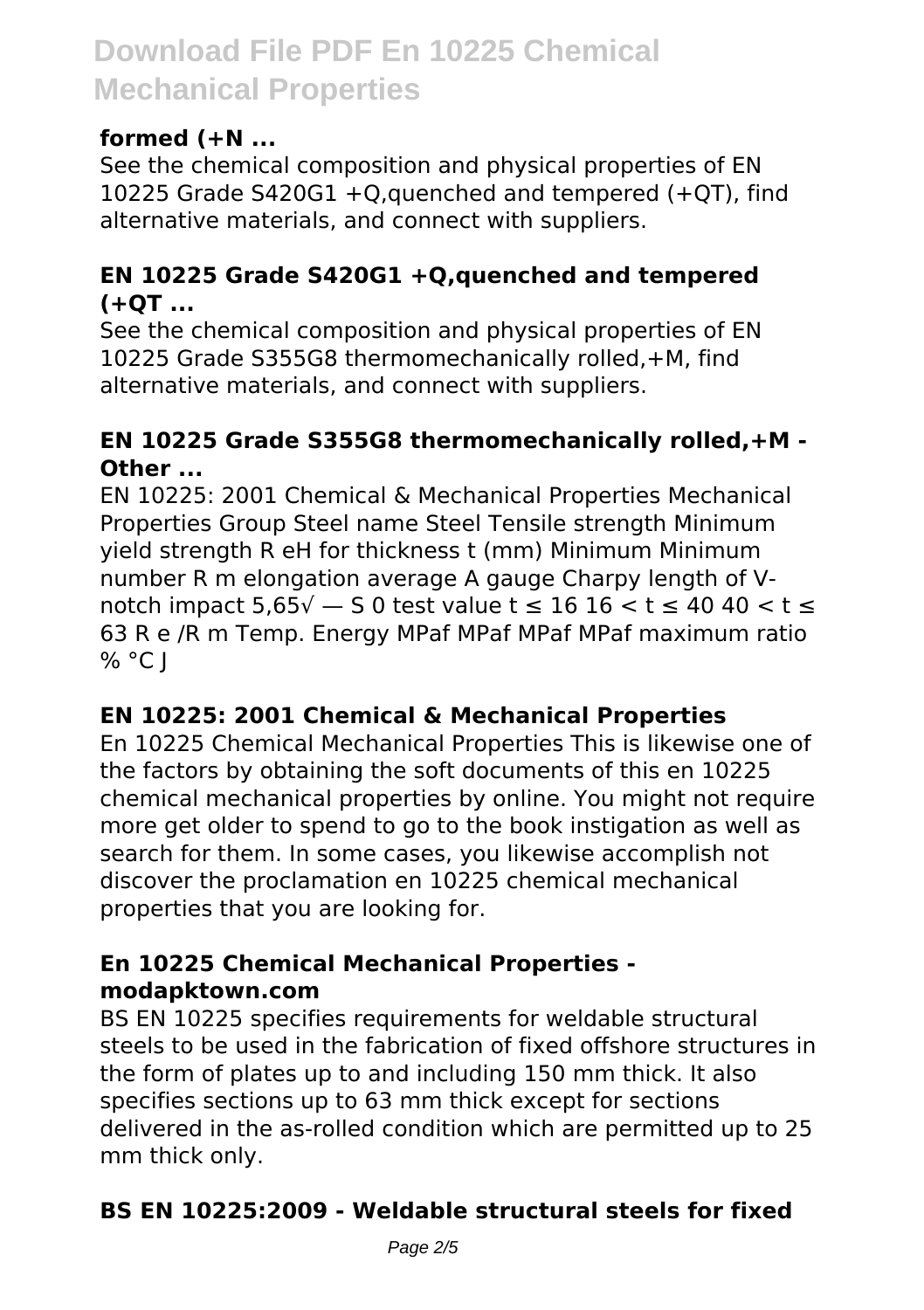**formed (+N ...**

See the chemical composition and physical properties of EN 10225 Grade S420G1 +Q,quenched and tempered (+QT), find alternative materials, and connect with suppliers.

**EN 10225 Grade S420G1 +Q,quenched and tempered (+QT ...**

See the chemical composition and physical properties of EN 10225 Grade S355G8 thermomechanically rolled,+M, find alternative materials, and connect with suppliers.

**EN 10225 Grade S355G8 thermomechanically rolled,+M - Other ...**

EN 10225: 2001 Chemical & Mechanical Properties Mechanical Properties Group Steel name Steel Tensile strength Minimum yield strength R eH for thickness t (mm) Minimum Minimum number R m elongation average A gauge Charpy length of V-notch impact 5,65√ — S 0 test value t ≤ 16 16 < t ≤ 40 40 < t ≤ 63 R e /R m Temp. Energy MPaf MPaf MPaf MPaf maximum ratio % °C J

**EN 10225: 2001 Chemical & Mechanical Properties**

En 10225 Chemical Mechanical Properties This is likewise one of the factors by obtaining the soft documents of this en 10225 chemical mechanical properties by online. You might not require more get older to spend to go to the book instigation as well as search for them. In some cases, you likewise accomplish not discover the proclamation en 10225 chemical mechanical properties that you are looking for.

**En 10225 Chemical Mechanical Properties - modapktown.com**

BS EN 10225 specifies requirements for weldable structural steels to be used in the fabrication of fixed offshore structures in the form of plates up to and including 150 mm thick. It also specifies sections up to 63 mm thick except for sections delivered in the as-rolled condition which are permitted up to 25 mm thick only.

**BS EN 10225:2009 - Weldable structural steels for fixed**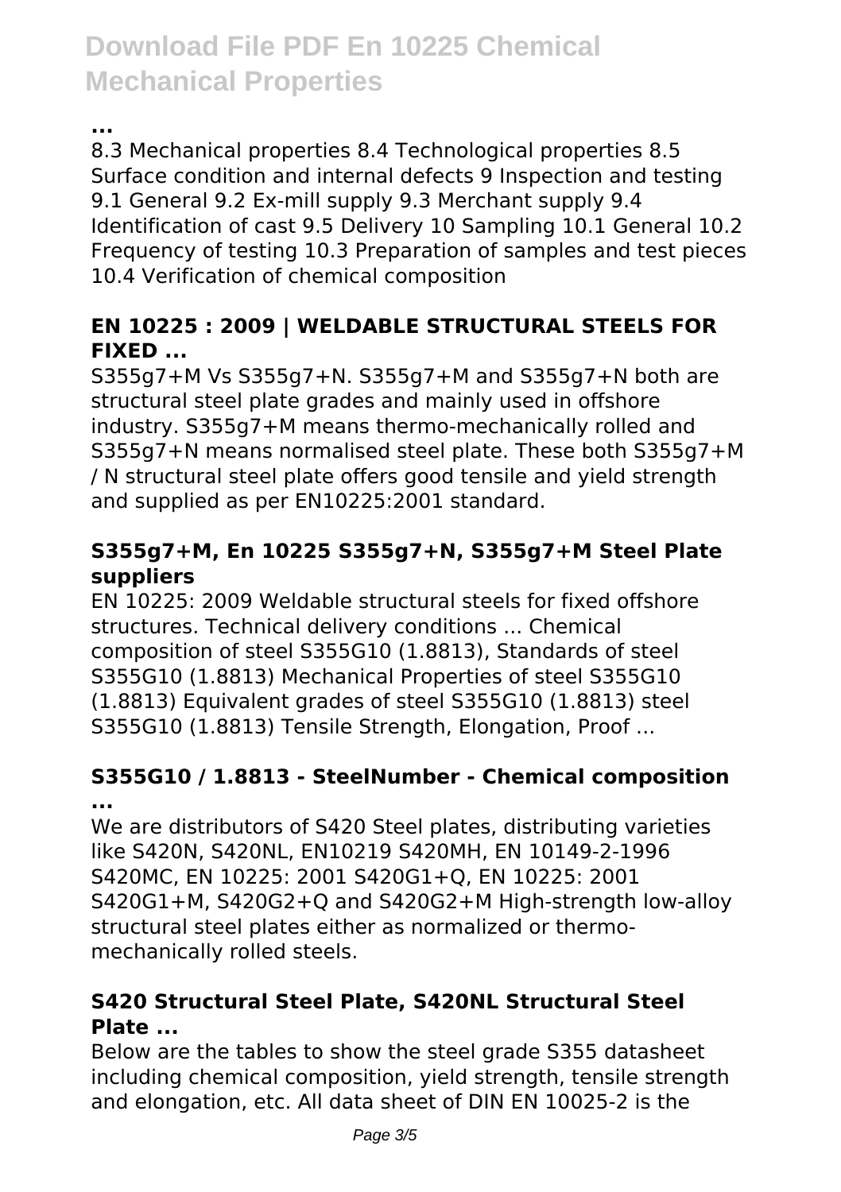**...**

8.3 Mechanical properties 8.4 Technological properties 8.5 Surface condition and internal defects 9 Inspection and testing 9.1 General 9.2 Ex-mill supply 9.3 Merchant supply 9.4 Identification of cast 9.5 Delivery 10 Sampling 10.1 General 10.2 Frequency of testing 10.3 Preparation of samples and test pieces 10.4 Verification of chemical composition

### EN 10225 : 2009 | WELDABLE STRUCTURAL STEELS FOR FIXED ...

S355g7+M Vs S355g7+N. S355g7+M and S355g7+N both are structural steel plate grades and mainly used in offshore industry. S355g7+M means thermo-mechanically rolled and S355g7+N means normalised steel plate. These both S355g7+M / N structural steel plate offers good tensile and yield strength and supplied as per EN10225:2001 standard.

### S355g7+M, En 10225 S355g7+N, S355g7+M Steel Plate suppliers

EN 10225: 2009 Weldable structural steels for fixed offshore structures. Technical delivery conditions ... Chemical composition of steel S355G10 (1.8813), Standards of steel S355G10 (1.8813) Mechanical Properties of steel S355G10 (1.8813) Equivalent grades of steel S355G10 (1.8813) steel S355G10 (1.8813) Tensile Strength, Elongation, Proof ...

### S355G10 / 1.8813 - SteelNumber - Chemical composition ...

We are distributors of S420 Steel plates, distributing varieties like S420N, S420NL, EN10219 S420MH, EN 10149-2-1996 S420MC, EN 10225: 2001 S420G1+Q, EN 10225: 2001 S420G1+M, S420G2+Q and S420G2+M High-strength low-alloy structural steel plates either as normalized or thermo-mechanically rolled steels.

### S420 Structural Steel Plate, S420NL Structural Steel Plate ...

Below are the tables to show the steel grade S355 datasheet including chemical composition, yield strength, tensile strength and elongation, etc. All data sheet of DIN EN 10025-2 is the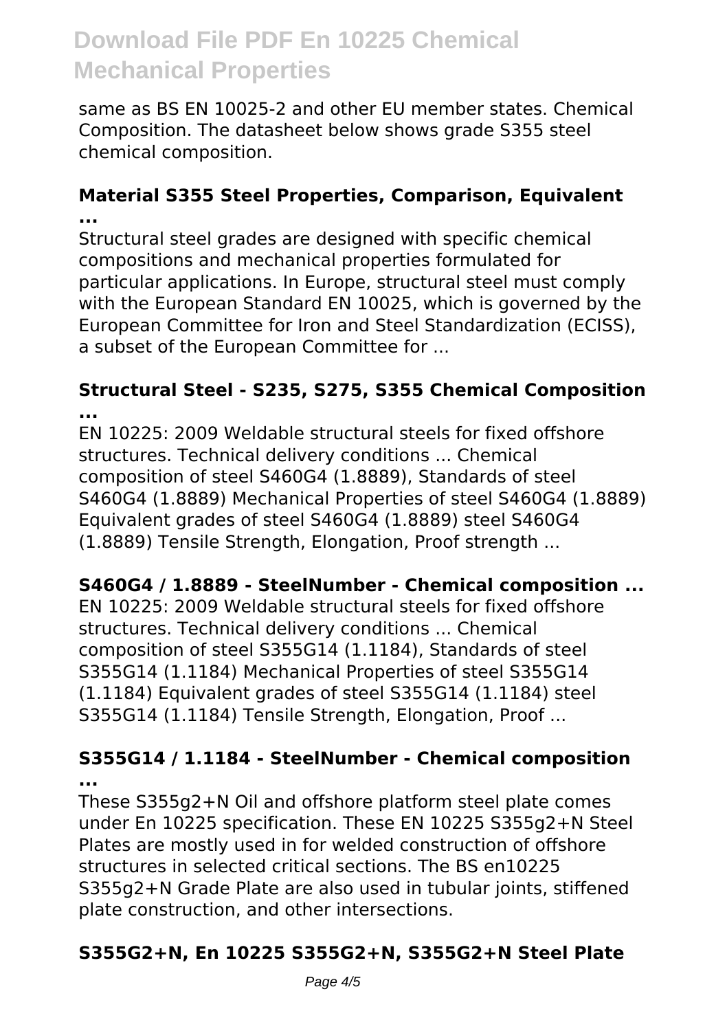same as BS EN 10025-2 and other EU member states. Chemical Composition. The datasheet below shows grade S355 steel chemical composition.

### Material S355 Steel Properties, Comparison, Equivalent ...

Structural steel grades are designed with specific chemical compositions and mechanical properties formulated for particular applications. In Europe, structural steel must comply with the European Standard EN 10025, which is governed by the European Committee for Iron and Steel Standardization (ECISS), a subset of the European Committee for ...

### Structural Steel - S235, S275, S355 Chemical Composition ...

EN 10225: 2009 Weldable structural steels for fixed offshore structures. Technical delivery conditions ... Chemical composition of steel S460G4 (1.8889), Standards of steel S460G4 (1.8889) Mechanical Properties of steel S460G4 (1.8889) Equivalent grades of steel S460G4 (1.8889) steel S460G4 (1.8889) Tensile Strength, Elongation, Proof strength ...

### S460G4 / 1.8889 - SteelNumber - Chemical composition ...

EN 10225: 2009 Weldable structural steels for fixed offshore structures. Technical delivery conditions ... Chemical composition of steel S355G14 (1.1184), Standards of steel S355G14 (1.1184) Mechanical Properties of steel S355G14 (1.1184) Equivalent grades of steel S355G14 (1.1184) steel S355G14 (1.1184) Tensile Strength, Elongation, Proof ...

### S355G14 / 1.1184 - SteelNumber - Chemical composition ...

These S355g2+N Oil and offshore platform steel plate comes under En 10225 specification. These EN 10225 S355g2+N Steel Plates are mostly used in for welded construction of offshore structures in selected critical sections. The BS en10225 S355g2+N Grade Plate are also used in tubular joints, stiffened plate construction, and other intersections.

### S355G2+N, En 10225 S355G2+N, S355G2+N Steel Plate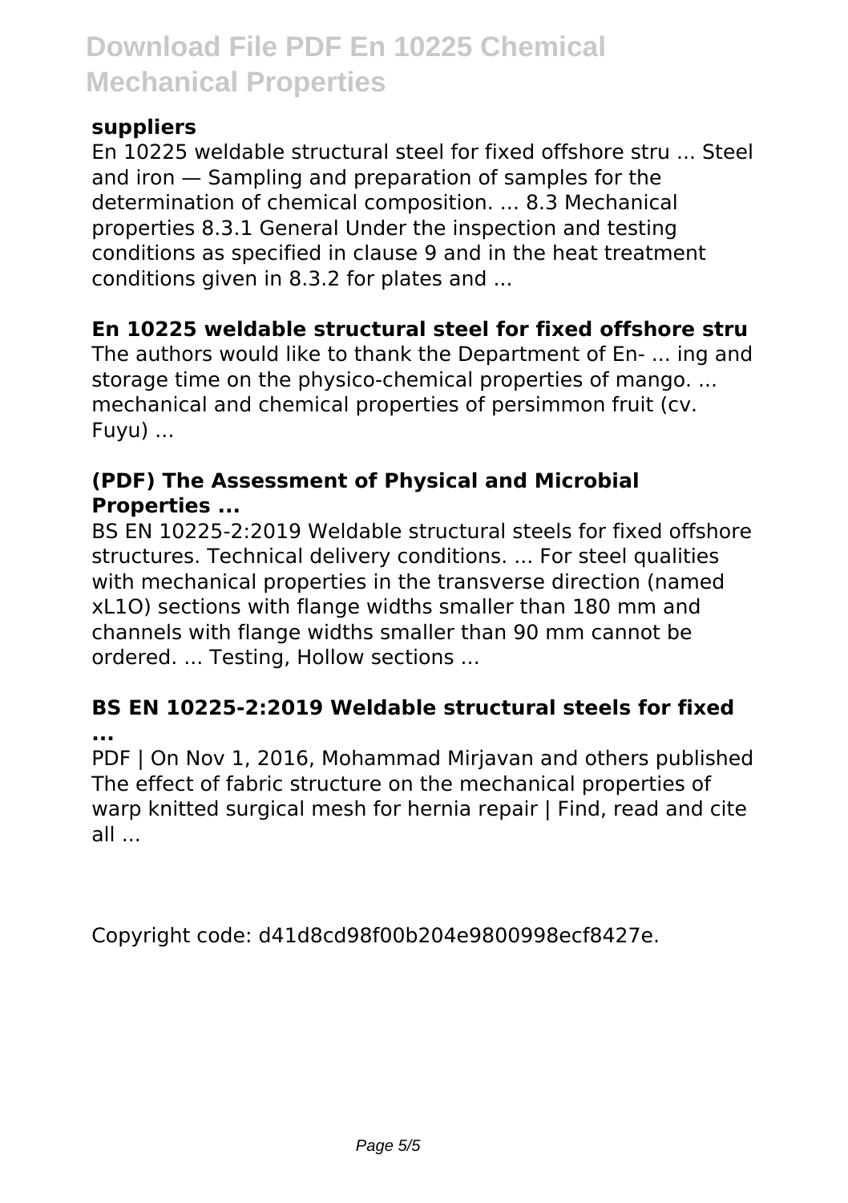**suppliers**

En 10225 weldable structural steel for fixed offshore stru ... Steel and iron — Sampling and preparation of samples for the determination of chemical composition. ... 8.3 Mechanical properties 8.3.1 General Under the inspection and testing conditions as specified in clause 9 and in the heat treatment conditions given in 8.3.2 for plates and ...

**En 10225 weldable structural steel for fixed offshore stru**

The authors would like to thank the Department of En- ... ing and storage time on the physico-chemical properties of mango. ... mechanical and chemical properties of persimmon fruit (cv. Fuyu) ...

**(PDF) The Assessment of Physical and Microbial Properties ...**

BS EN 10225-2:2019 Weldable structural steels for fixed offshore structures. Technical delivery conditions. ... For steel qualities with mechanical properties in the transverse direction (named xL1O) sections with flange widths smaller than 180 mm and channels with flange widths smaller than 90 mm cannot be ordered. ... Testing, Hollow sections ...

**BS EN 10225-2:2019 Weldable structural steels for fixed ...**

PDF | On Nov 1, 2016, Mohammad Mirjavan and others published The effect of fabric structure on the mechanical properties of warp knitted surgical mesh for hernia repair | Find, read and cite all ...

Copyright code: d41d8cd98f00b204e9800998ecf8427e.